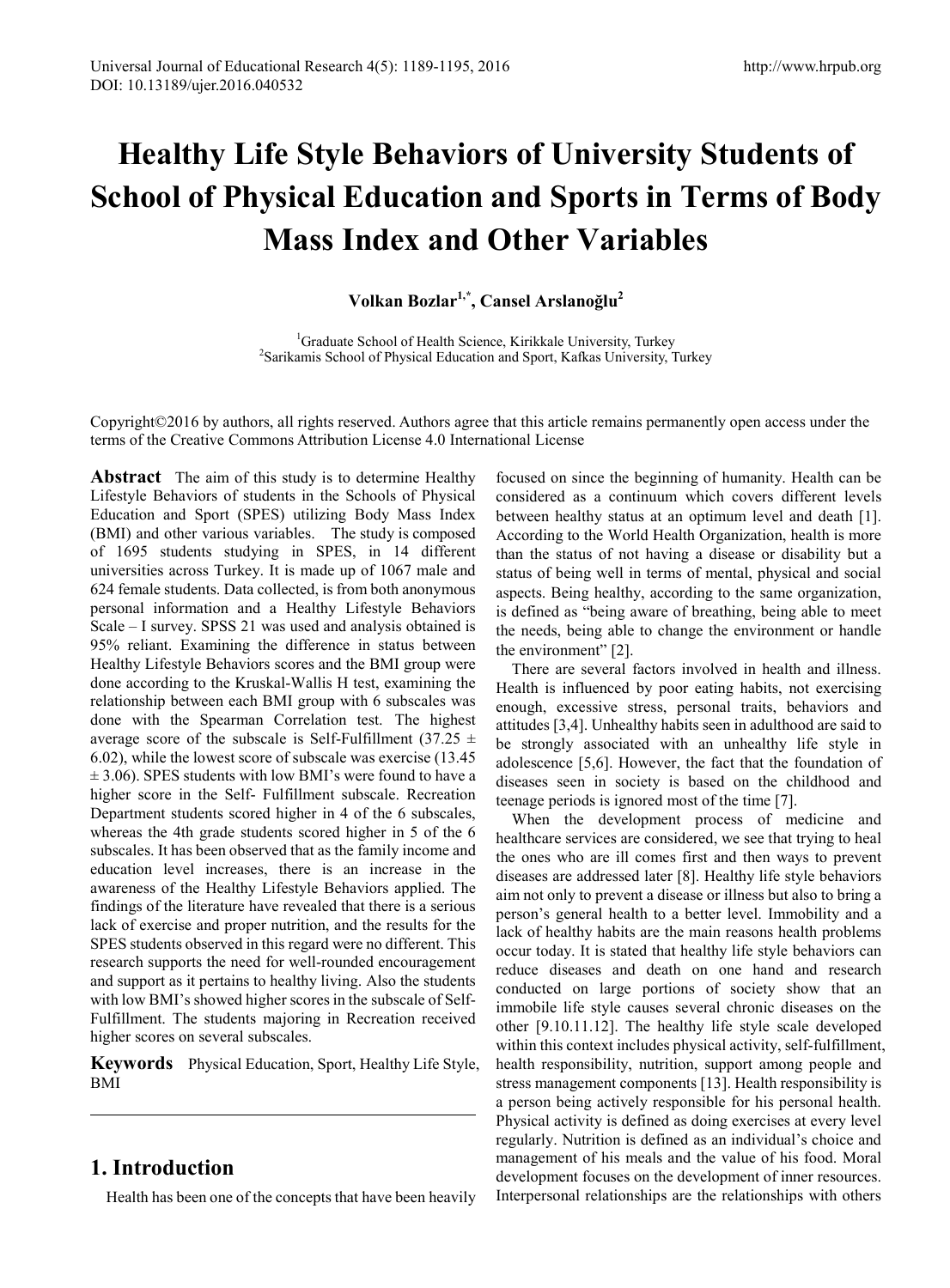# Healthy Life Style Behaviors of University Students of School of Physical Education and Sports in Terms of Body Mass Index and Other Variables

**Volkan Bozlar[1,*], Cansel Arslanoğlu[2]**

[1]Graduate School of Health Science, Kirikkale University, Turkey
[2]Sarikamis School of Physical Education and Sport, Kafkas University, Turkey

Copyright©2016 by authors, all rights reserved. Authors agree that this article remains permanently open access under the terms of the Creative Commons Attribution License 4.0 International License

**Abstract** The aim of this study is to determine Healthy Lifestyle Behaviors of students in the Schools of Physical Education and Sport (SPES) utilizing Body Mass Index (BMI) and other various variables. The study is composed of 1695 students studying in SPES, in 14 different universities across Turkey. It is made up of 1067 male and 624 female students. Data collected, is from both anonymous personal information and a Healthy Lifestyle Behaviors Scale – I survey. SPSS 21 was used and analysis obtained is 95% reliant. Examining the difference in status between Healthy Lifestyle Behaviors scores and the BMI group were done according to the Kruskal-Wallis H test, examining the relationship between each BMI group with 6 subscales was done with the Spearman Correlation test. The highest average score of the subscale is Self-Fulfillment (37.25 ± 6.02), while the lowest score of subscale was exercise (13.45 ± 3.06). SPES students with low BMI's were found to have a higher score in the Self- Fulfillment subscale. Recreation Department students scored higher in 4 of the 6 subscales, whereas the 4th grade students scored higher in 5 of the 6 subscales. It has been observed that as the family income and education level increases, there is an increase in the awareness of the Healthy Lifestyle Behaviors applied. The findings of the literature have revealed that there is a serious lack of exercise and proper nutrition, and the results for the SPES students observed in this regard were no different. This research supports the need for well-rounded encouragement and support as it pertains to healthy living. Also the students with low BMI's showed higher scores in the subscale of Self-Fulfillment. The students majoring in Recreation received higher scores on several subscales.

**Keywords** Physical Education, Sport, Healthy Life Style, BMI

## 1. Introduction

Health has been one of the concepts that have been heavily focused on since the beginning of humanity. Health can be considered as a continuum which covers different levels between healthy status at an optimum level and death [1]. According to the World Health Organization, health is more than the status of not having a disease or disability but a status of being well in terms of mental, physical and social aspects. Being healthy, according to the same organization, is defined as "being aware of breathing, being able to meet the needs, being able to change the environment or handle the environment" [2].

There are several factors involved in health and illness. Health is influenced by poor eating habits, not exercising enough, excessive stress, personal traits, behaviors and attitudes [3,4]. Unhealthy habits seen in adulthood are said to be strongly associated with an unhealthy life style in adolescence [5,6]. However, the fact that the foundation of diseases seen in society is based on the childhood and teenage periods is ignored most of the time [7].

When the development process of medicine and healthcare services are considered, we see that trying to heal the ones who are ill comes first and then ways to prevent diseases are addressed later [8]. Healthy life style behaviors aim not only to prevent a disease or illness but also to bring a person's general health to a better level. Immobility and a lack of healthy habits are the main reasons health problems occur today. It is stated that healthy life style behaviors can reduce diseases and death on one hand and research conducted on large portions of society show that an immobile life style causes several chronic diseases on the other [9.10.11.12]. The healthy life style scale developed within this context includes physical activity, self-fulfillment, health responsibility, nutrition, support among people and stress management components [13]. Health responsibility is a person being actively responsible for his personal health. Physical activity is defined as doing exercises at every level regularly. Nutrition is defined as an individual's choice and management of his meals and the value of his food. Moral development focuses on the development of inner resources. Interpersonal relationships are the relationships with others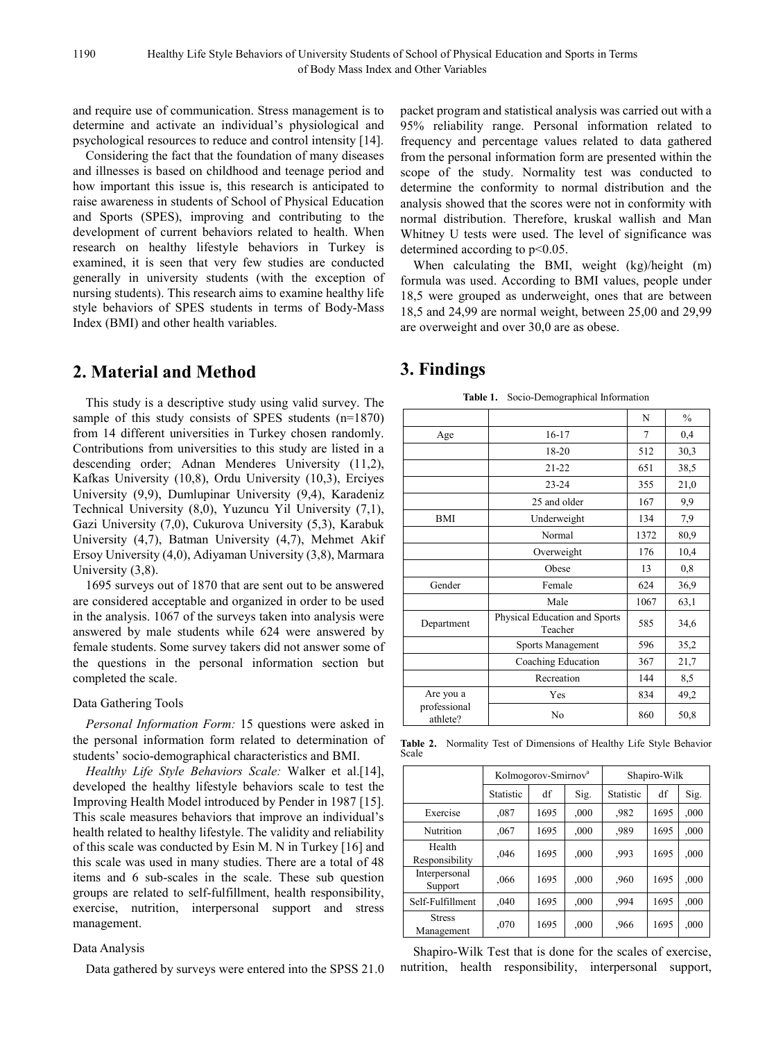and require use of communication. Stress management is to determine and activate an individual's physiological and psychological resources to reduce and control intensity [14].

Considering the fact that the foundation of many diseases and illnesses is based on childhood and teenage period and how important this issue is, this research is anticipated to raise awareness in students of School of Physical Education and Sports (SPES), improving and contributing to the development of current behaviors related to health. When research on healthy lifestyle behaviors in Turkey is examined, it is seen that very few studies are conducted generally in university students (with the exception of nursing students). This research aims to examine healthy life style behaviors of SPES students in terms of Body-Mass Index (BMI) and other health variables.

## 2. Material and Method

This study is a descriptive study using valid survey. The sample of this study consists of SPES students (n=1870) from 14 different universities in Turkey chosen randomly. Contributions from universities to this study are listed in a descending order; Adnan Menderes University (11,2), Kafkas University (10,8), Ordu University (10,3), Erciyes University (9,9), Dumlupinar University (9,4), Karadeniz Technical University (8,0), Yuzuncu Yil University (7,1), Gazi University (7,0), Cukurova University (5,3), Karabuk University (4,7), Batman University (4,7), Mehmet Akif Ersoy University (4,0), Adiyaman University (3,8), Marmara University (3,8).

1695 surveys out of 1870 that are sent out to be answered are considered acceptable and organized in order to be used in the analysis. 1067 of the surveys taken into analysis were answered by male students while 624 were answered by female students. Some survey takers did not answer some of the questions in the personal information section but completed the scale.

### Data Gathering Tools

*Personal Information Form:* 15 questions were asked in the personal information form related to determination of students' socio-demographical characteristics and BMI.

*Healthy Life Style Behaviors Scale:* Walker et al.[14], developed the healthy lifestyle behaviors scale to test the Improving Health Model introduced by Pender in 1987 [15]. This scale measures behaviors that improve an individual's health related to healthy lifestyle. The validity and reliability of this scale was conducted by Esin M. N in Turkey [16] and this scale was used in many studies. There are a total of 48 items and 6 sub-scales in the scale. These sub question groups are related to self-fulfillment, health responsibility, exercise, nutrition, interpersonal support and stress management.

### Data Analysis

Data gathered by surveys were entered into the SPSS 21.0 packet program and statistical analysis was carried out with a 95% reliability range. Personal information related to frequency and percentage values related to data gathered from the personal information form are presented within the scope of the study. Normality test was conducted to determine the conformity to normal distribution and the analysis showed that the scores were not in conformity with normal distribution. Therefore, kruskal wallish and Man Whitney U tests were used. The level of significance was determined according to $p<0.05$.

When calculating the BMI, weight (kg)/height (m) formula was used. According to BMI values, people under 18,5 were grouped as underweight, ones that are between 18,5 and 24,99 are normal weight, between 25,00 and 29,99 are overweight and over 30,0 are as obese.

## 3. Findings

**Table 1.** Socio-Demographical Information

| | | N | % |
|---|---|---|---|
| Age | 16-17 | 7 | 0,4 |
| | 18-20 | 512 | 30,3 |
| | 21-22 | 651 | 38,5 |
| | 23-24 | 355 | 21,0 |
| | 25 and older | 167 | 9,9 |
| BMI | Underweight | 134 | 7,9 |
| | Normal | 1372 | 80,9 |
| | Overweight | 176 | 10,4 |
| | Obese | 13 | 0,8 |
| Gender | Female | 624 | 36,9 |
| | Male | 1067 | 63,1 |
| Department | Physical Education and Sports Teacher | 585 | 34,6 |
| | Sports Management | 596 | 35,2 |
| | Coaching Education | 367 | 21,7 |
| | Recreation | 144 | 8,5 |
| Are you a professional athlete? | Yes | 834 | 49,2 |
| | No | 860 | 50,8 |

**Table 2.** Normality Test of Dimensions of Healthy Life Style Behavior Scale

| | Kolmogorov-Smirnov[a] | | | Shapiro-Wilk | | |
|---|---|---|---|---|---|---|
| | Statistic | df | Sig. | Statistic | df | Sig. |
| Exercise | ,087 | 1695 | ,000 | ,982 | 1695 | ,000 |
| Nutrition | ,067 | 1695 | ,000 | ,989 | 1695 | ,000 |
| Health Responsibility | ,046 | 1695 | ,000 | ,993 | 1695 | ,000 |
| Interpersonal Support | ,066 | 1695 | ,000 | ,960 | 1695 | ,000 |
| Self-Fulfillment | ,040 | 1695 | ,000 | ,994 | 1695 | ,000 |
| Stress Management | ,070 | 1695 | ,000 | ,966 | 1695 | ,000 |

Shapiro-Wilk Test that is done for the scales of exercise, nutrition, health responsibility, interpersonal support,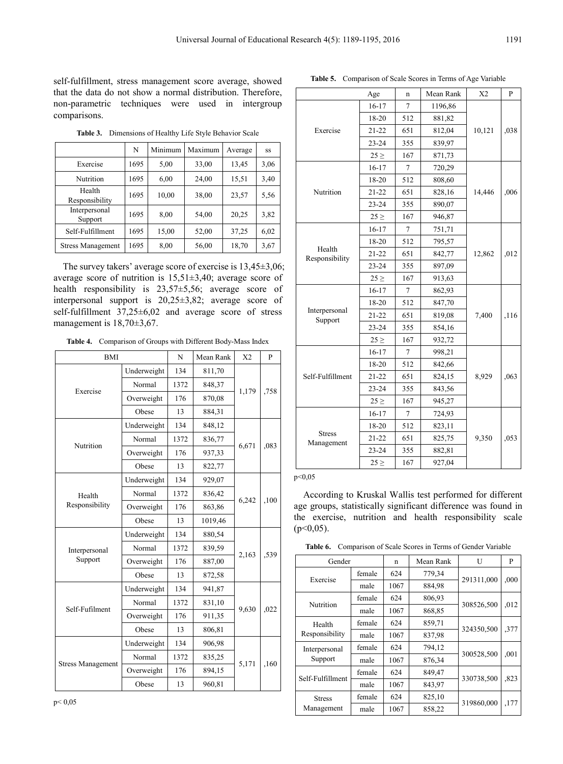self-fulfillment, stress management score average, showed that the data do not show a normal distribution. Therefore, non-parametric techniques were used in intergroup comparisons.

**Table 3.** Dimensions of Healthy Life Style Behavior Scale

| | N | Minimum | Maximum | Average | ss |
|---|---|---|---|---|---|
| Exercise | 1695 | 5,00 | 33,00 | 13,45 | 3,06 |
| Nutrition | 1695 | 6,00 | 24,00 | 15,51 | 3,40 |
| Health Responsibility | 1695 | 10,00 | 38,00 | 23,57 | 5,56 |
| Interpersonal Support | 1695 | 8,00 | 54,00 | 20,25 | 3,82 |
| Self-Fulfillment | 1695 | 15,00 | 52,00 | 37,25 | 6,02 |
| Stress Management | 1695 | 8,00 | 56,00 | 18,70 | 3,67 |

The survey takers' average score of exercise is 13,45±3,06; average score of nutrition is 15,51±3,40; average score of health responsibility is 23,57±5,56; average score of interpersonal support is 20,25±3,82; average score of self-fulfillment 37,25±6,02 and average score of stress management is 18,70±3,67.

**Table 4.** Comparison of Groups with Different Body-Mass Index

| BMI | | N | Mean Rank | X2 | P |
|---|---|---|---|---|---|
| Exercise | Underweight | 134 | 811,70 | 1,179 | ,758 |
| | Normal | 1372 | 848,37 | | |
| | Overweight | 176 | 870,08 | | |
| | Obese | 13 | 884,31 | | |
| Nutrition | Underweight | 134 | 848,12 | 6,671 | ,083 |
| | Normal | 1372 | 836,77 | | |
| | Overweight | 176 | 937,33 | | |
| | Obese | 13 | 822,77 | | |
| Health Responsibility | Underweight | 134 | 929,07 | 6,242 | ,100 |
| | Normal | 1372 | 836,42 | | |
| | Overweight | 176 | 863,86 | | |
| | Obese | 13 | 1019,46 | | |
| Interpersonal Support | Underweight | 134 | 880,54 | 2,163 | ,539 |
| | Normal | 1372 | 839,59 | | |
| | Overweight | 176 | 887,00 | | |
| | Obese | 13 | 872,58 | | |
| Self-Fufilment | Underweight | 134 | 941,87 | 9,630 | ,022 |
| | Normal | 1372 | 831,10 | | |
| | Overweight | 176 | 911,35 | | |
| | Obese | 13 | 806,81 | | |
| Stress Management | Underweight | 134 | 906,98 | 5,171 | ,160 |
| | Normal | 1372 | 835,25 | | |
| | Overweight | 176 | 894,15 | | |
| | Obese | 13 | 960,81 | | |

$p < 0,05$

**Table 5.** Comparison of Scale Scores in Terms of Age Variable

| | Age | n | Mean Rank | X2 | P |
|---|---|---|---|---|---|
| Exercise | 16-17 | 7 | 1196,86 | 10,121 | ,038 |
| | 18-20 | 512 | 881,82 | | |
| | 21-22 | 651 | 812,04 | | |
| | 23-24 | 355 | 839,97 | | |
| | 25 ≥ | 167 | 871,73 | | |
| Nutrition | 16-17 | 7 | 720,29 | 14,446 | ,006 |
| | 18-20 | 512 | 808,60 | | |
| | 21-22 | 651 | 828,16 | | |
| | 23-24 | 355 | 890,07 | | |
| | 25 ≥ | 167 | 946,87 | | |
| Health Responsibility | 16-17 | 7 | 751,71 | 12,862 | ,012 |
| | 18-20 | 512 | 795,57 | | |
| | 21-22 | 651 | 842,77 | | |
| | 23-24 | 355 | 897,09 | | |
| | 25 ≥ | 167 | 913,63 | | |
| Interpersonal Support | 16-17 | 7 | 862,93 | 7,400 | ,116 |
| | 18-20 | 512 | 847,70 | | |
| | 21-22 | 651 | 819,08 | | |
| | 23-24 | 355 | 854,16 | | |
| | 25 ≥ | 167 | 932,72 | | |
| Self-Fulfillment | 16-17 | 7 | 998,21 | 8,929 | ,063 |
| | 18-20 | 512 | 842,66 | | |
| | 21-22 | 651 | 824,15 | | |
| | 23-24 | 355 | 843,56 | | |
| | 25 ≥ | 167 | 945,27 | | |
| Stress Management | 16-17 | 7 | 724,93 | 9,350 | ,053 |
| | 18-20 | 512 | 823,11 | | |
| | 21-22 | 651 | 825,75 | | |
| | 23-24 | 355 | 882,81 | | |
| | 25 ≥ | 167 | 927,04 | | |

$p<0,05$

According to Kruskal Wallis test performed for different age groups, statistically significant difference was found in the exercise, nutrition and health responsibility scale ($p<0,05$).

**Table 6.** Comparison of Scale Scores in Terms of Gender Variable

| Gender | | n | Mean Rank | U | P |
|---|---|---|---|---|---|
| Exercise | female | 624 | 779,34 | 291311,000 | ,000 |
| | male | 1067 | 884,98 | | |
| Nutrition | female | 624 | 806,93 | 308526,500 | ,012 |
| | male | 1067 | 868,85 | | |
| Health Responsibility | female | 624 | 859,71 | 324350,500 | ,377 |
| | male | 1067 | 837,98 | | |
| Interpersonal Support | female | 624 | 794,12 | 300528,500 | ,001 |
| | male | 1067 | 876,34 | | |
| Self-Fulfillment | female | 624 | 849,47 | 330738,500 | ,823 |
| | male | 1067 | 843,97 | | |
| Stress Management | female | 624 | 825,10 | 319860,000 | ,177 |
| | male | 1067 | 858,22 | | |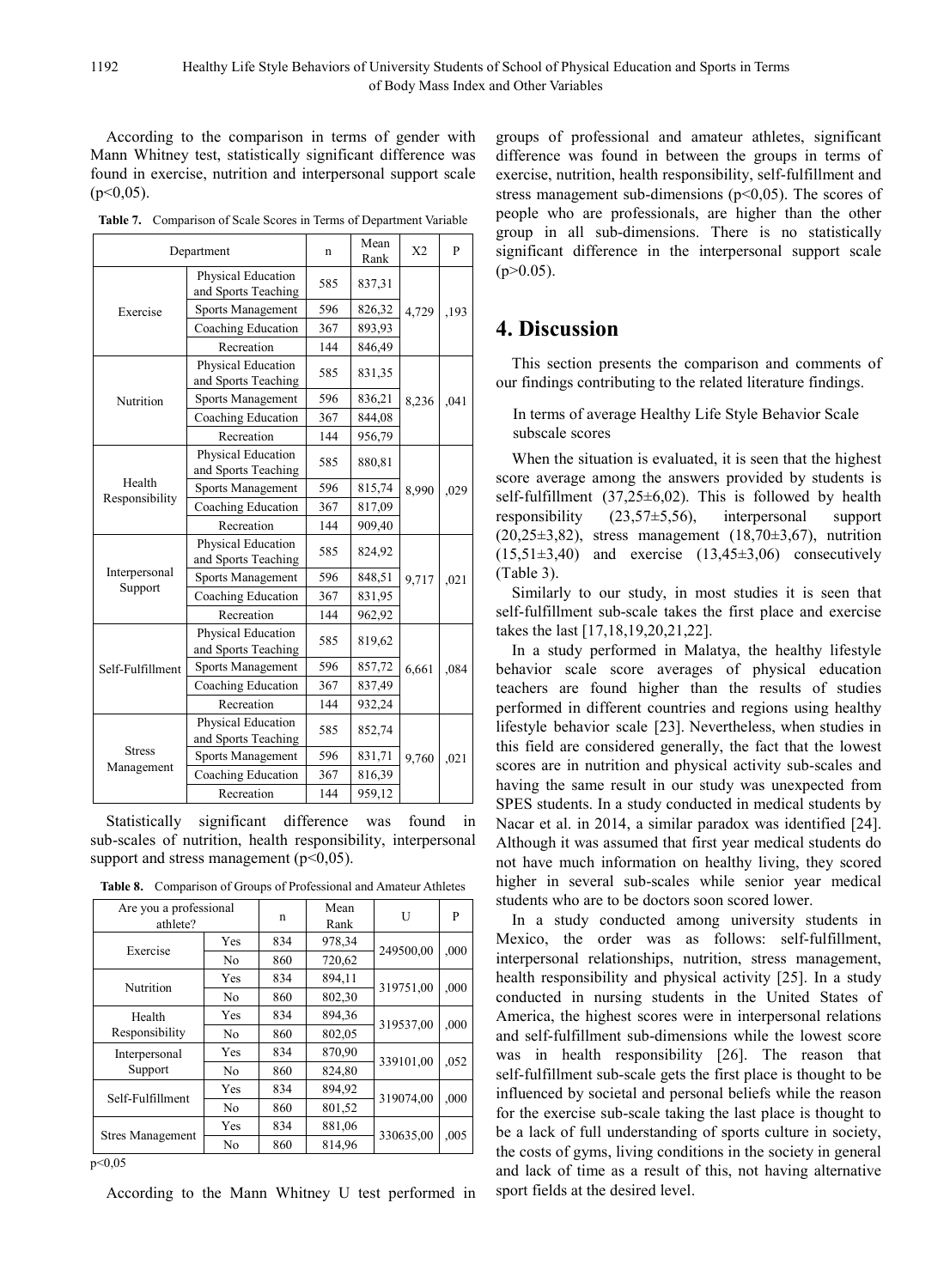According to the comparison in terms of gender with Mann Whitney test, statistically significant difference was found in exercise, nutrition and interpersonal support scale ($p<0,05$).

**Table 7.** Comparison of Scale Scores in Terms of Department Variable

| Department | | n | Mean Rank | X2 | P |
|---|---|---|---|---|---|
| Exercise | Physical Education and Sports Teaching | 585 | 837,31 | 4,729 | ,193 |
| | Sports Management | 596 | 826,32 | | |
| | Coaching Education | 367 | 893,93 | | |
| | Recreation | 144 | 846,49 | | |
| Nutrition | Physical Education and Sports Teaching | 585 | 831,35 | 8,236 | ,041 |
| | Sports Management | 596 | 836,21 | | |
| | Coaching Education | 367 | 844,08 | | |
| | Recreation | 144 | 956,79 | | |
| Health Responsibility | Physical Education and Sports Teaching | 585 | 880,81 | 8,990 | ,029 |
| | Sports Management | 596 | 815,74 | | |
| | Coaching Education | 367 | 817,09 | | |
| | Recreation | 144 | 909,40 | | |
| Interpersonal Support | Physical Education and Sports Teaching | 585 | 824,92 | 9,717 | ,021 |
| | Sports Management | 596 | 848,51 | | |
| | Coaching Education | 367 | 831,95 | | |
| | Recreation | 144 | 962,92 | | |
| Self-Fulfillment | Physical Education and Sports Teaching | 585 | 819,62 | 6,661 | ,084 |
| | Sports Management | 596 | 857,72 | | |
| | Coaching Education | 367 | 837,49 | | |
| | Recreation | 144 | 932,24 | | |
| Stress Management | Physical Education and Sports Teaching | 585 | 852,74 | 9,760 | ,021 |
| | Sports Management | 596 | 831,71 | | |
| | Coaching Education | 367 | 816,39 | | |
| | Recreation | 144 | 959,12 | | |

Statistically significant difference was found in sub-scales of nutrition, health responsibility, interpersonal support and stress management ($p<0,05$).

**Table 8.** Comparison of Groups of Professional and Amateur Athletes

| Are you a professional athlete? | | n | Mean Rank | U | P |
|---|---|---|---|---|---|
| Exercise | Yes | 834 | 978,34 | 249500,00 | ,000 |
| | No | 860 | 720,62 | | |
| Nutrition | Yes | 834 | 894,11 | 319751,00 | ,000 |
| | No | 860 | 802,30 | | |
| Health Responsibility | Yes | 834 | 894,36 | 319537,00 | ,000 |
| | No | 860 | 802,05 | | |
| Interpersonal Support | Yes | 834 | 870,90 | 339101,00 | ,052 |
| | No | 860 | 824,80 | | |
| Self-Fulfillment | Yes | 834 | 894,92 | 319074,00 | ,000 |
| | No | 860 | 801,52 | | |
| Stres Management | Yes | 834 | 881,06 | 330635,00 | ,005 |
| | No | 860 | 814,96 | | |

$p<0,05$

According to the Mann Whitney U test performed in groups of professional and amateur athletes, significant difference was found in between the groups in terms of exercise, nutrition, health responsibility, self-fulfillment and stress management sub-dimensions ($p<0,05$). The scores of people who are professionals, are higher than the other group in all sub-dimensions. There is no statistically significant difference in the interpersonal support scale ($p>0.05$).

# 4. Discussion

This section presents the comparison and comments of our findings contributing to the related literature findings.

### In terms of average Healthy Life Style Behavior Scale subscale scores

When the situation is evaluated, it is seen that the highest score average among the answers provided by students is self-fulfillment ($37,25\pm6,02$). This is followed by health responsibility ($23,57\pm5,56$), interpersonal support ($20,25\pm3,82$), stress management ($18,70\pm3,67$), nutrition ($15,51\pm3,40$) and exercise ($13,45\pm3,06$) consecutively (Table 3).

Similarly to our study, in most studies it is seen that self-fulfillment sub-scale takes the first place and exercise takes the last [17,18,19,20,21,22].

In a study performed in Malatya, the healthy lifestyle behavior scale score averages of physical education teachers are found higher than the results of studies performed in different countries and regions using healthy lifestyle behavior scale [23]. Nevertheless, when studies in this field are considered generally, the fact that the lowest scores are in nutrition and physical activity sub-scales and having the same result in our study was unexpected from SPES students. In a study conducted in medical students by Nacar et al. in 2014, a similar paradox was identified [24]. Although it was assumed that first year medical students do not have much information on healthy living, they scored higher in several sub-scales while senior year medical students who are to be doctors soon scored lower.

In a study conducted among university students in Mexico, the order was as follows: self-fulfillment, interpersonal relationships, nutrition, stress management, health responsibility and physical activity [25]. In a study conducted in nursing students in the United States of America, the highest scores were in interpersonal relations and self-fulfillment sub-dimensions while the lowest score was in health responsibility [26]. The reason that self-fulfillment sub-scale gets the first place is thought to be influenced by societal and personal beliefs while the reason for the exercise sub-scale taking the last place is thought to be a lack of full understanding of sports culture in society, the costs of gyms, living conditions in the society in general and lack of time as a result of this, not having alternative sport fields at the desired level.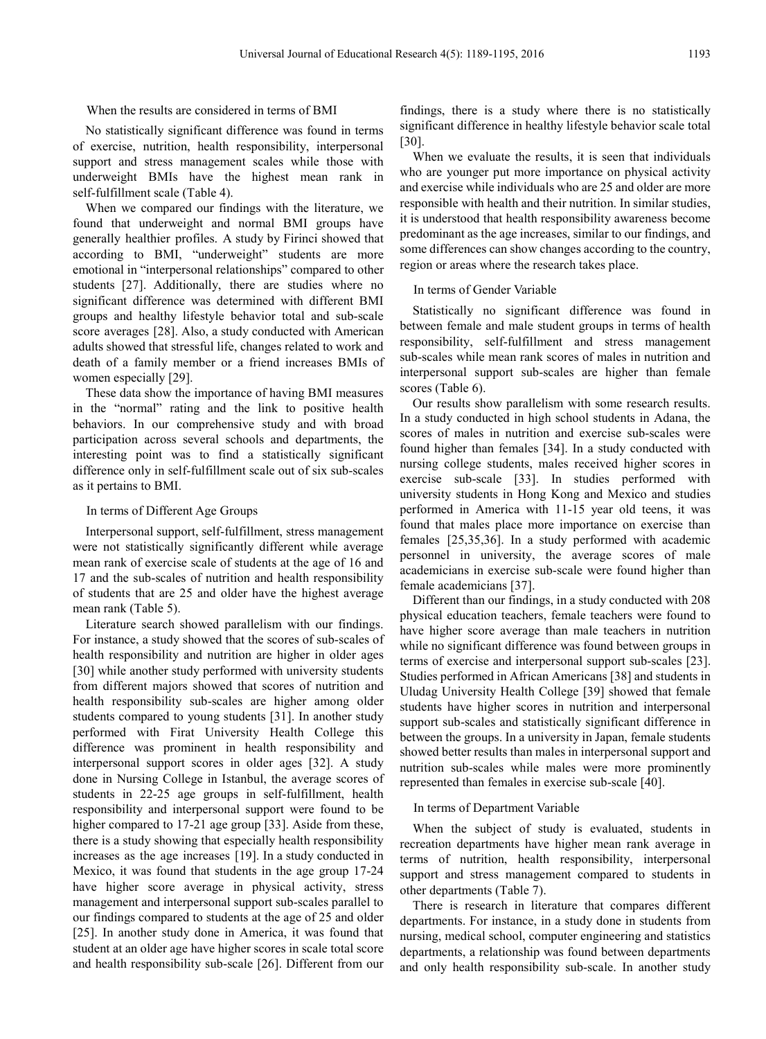### When the results are considered in terms of BMI

No statistically significant difference was found in terms of exercise, nutrition, health responsibility, interpersonal support and stress management scales while those with underweight BMIs have the highest mean rank in self-fulfillment scale (Table 4).

When we compared our findings with the literature, we found that underweight and normal BMI groups have generally healthier profiles. A study by Firinci showed that according to BMI, "underweight" students are more emotional in "interpersonal relationships" compared to other students [27]. Additionally, there are studies where no significant difference was determined with different BMI groups and healthy lifestyle behavior total and sub-scale score averages [28]. Also, a study conducted with American adults showed that stressful life, changes related to work and death of a family member or a friend increases BMIs of women especially [29].

These data show the importance of having BMI measures in the "normal" rating and the link to positive health behaviors. In our comprehensive study and with broad participation across several schools and departments, the interesting point was to find a statistically significant difference only in self-fulfillment scale out of six sub-scales as it pertains to BMI.

### In terms of Different Age Groups

Interpersonal support, self-fulfillment, stress management were not statistically significantly different while average mean rank of exercise scale of students at the age of 16 and 17 and the sub-scales of nutrition and health responsibility of students that are 25 and older have the highest average mean rank (Table 5).

Literature search showed parallelism with our findings. For instance, a study showed that the scores of sub-scales of health responsibility and nutrition are higher in older ages [30] while another study performed with university students from different majors showed that scores of nutrition and health responsibility sub-scales are higher among older students compared to young students [31]. In another study performed with Firat University Health College this difference was prominent in health responsibility and interpersonal support scores in older ages [32]. A study done in Nursing College in Istanbul, the average scores of students in 22-25 age groups in self-fulfillment, health responsibility and interpersonal support were found to be higher compared to 17-21 age group [33]. Aside from these, there is a study showing that especially health responsibility increases as the age increases [19]. In a study conducted in Mexico, it was found that students in the age group 17-24 have higher score average in physical activity, stress management and interpersonal support sub-scales parallel to our findings compared to students at the age of 25 and older [25]. In another study done in America, it was found that student at an older age have higher scores in scale total score and health responsibility sub-scale [26]. Different from our findings, there is a study where there is no statistically significant difference in healthy lifestyle behavior scale total [30].

When we evaluate the results, it is seen that individuals who are younger put more importance on physical activity and exercise while individuals who are 25 and older are more responsible with health and their nutrition. In similar studies, it is understood that health responsibility awareness become predominant as the age increases, similar to our findings, and some differences can show changes according to the country, region or areas where the research takes place.

### In terms of Gender Variable

Statistically no significant difference was found in between female and male student groups in terms of health responsibility, self-fulfillment and stress management sub-scales while mean rank scores of males in nutrition and interpersonal support sub-scales are higher than female scores (Table 6).

Our results show parallelism with some research results. In a study conducted in high school students in Adana, the scores of males in nutrition and exercise sub-scales were found higher than females [34]. In a study conducted with nursing college students, males received higher scores in exercise sub-scale [33]. In studies performed with university students in Hong Kong and Mexico and studies performed in America with 11-15 year old teens, it was found that males place more importance on exercise than females [25,35,36]. In a study performed with academic personnel in university, the average scores of male academicians in exercise sub-scale were found higher than female academicians [37].

Different than our findings, in a study conducted with 208 physical education teachers, female teachers were found to have higher score average than male teachers in nutrition while no significant difference was found between groups in terms of exercise and interpersonal support sub-scales [23]. Studies performed in African Americans [38] and students in Uludag University Health College [39] showed that female students have higher scores in nutrition and interpersonal support sub-scales and statistically significant difference in between the groups. In a university in Japan, female students showed better results than males in interpersonal support and nutrition sub-scales while males were more prominently represented than females in exercise sub-scale [40].

### In terms of Department Variable

When the subject of study is evaluated, students in recreation departments have higher mean rank average in terms of nutrition, health responsibility, interpersonal support and stress management compared to students in other departments (Table 7).

There is research in literature that compares different departments. For instance, in a study done in students from nursing, medical school, computer engineering and statistics departments, a relationship was found between departments and only health responsibility sub-scale. In another study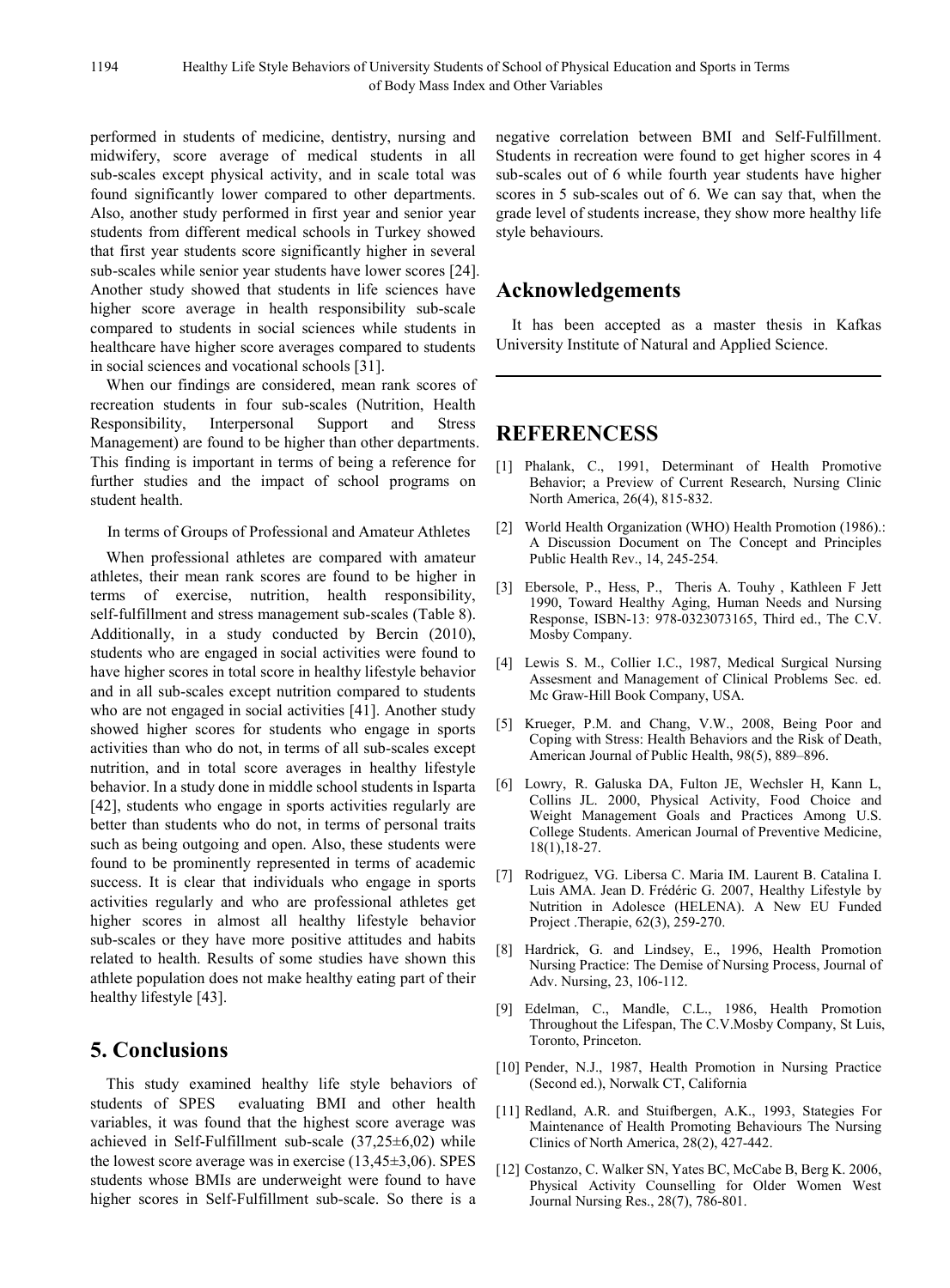performed in students of medicine, dentistry, nursing and midwifery, score average of medical students in all sub-scales except physical activity, and in scale total was found significantly lower compared to other departments. Also, another study performed in first year and senior year students from different medical schools in Turkey showed that first year students score significantly higher in several sub-scales while senior year students have lower scores [24]. Another study showed that students in life sciences have higher score average in health responsibility sub-scale compared to students in social sciences while students in healthcare have higher score averages compared to students in social sciences and vocational schools [31].

When our findings are considered, mean rank scores of recreation students in four sub-scales (Nutrition, Health Responsibility, Interpersonal Support and Stress Management) are found to be higher than other departments. This finding is important in terms of being a reference for further studies and the impact of school programs on student health.

In terms of Groups of Professional and Amateur Athletes

When professional athletes are compared with amateur athletes, their mean rank scores are found to be higher in terms of exercise, nutrition, health responsibility, self-fulfillment and stress management sub-scales (Table 8). Additionally, in a study conducted by Bercin (2010), students who are engaged in social activities were found to have higher scores in total score in healthy lifestyle behavior and in all sub-scales except nutrition compared to students who are not engaged in social activities [41]. Another study showed higher scores for students who engage in sports activities than who do not, in terms of all sub-scales except nutrition, and in total score averages in healthy lifestyle behavior. In a study done in middle school students in Isparta [42], students who engage in sports activities regularly are better than students who do not, in terms of personal traits such as being outgoing and open. Also, these students were found to be prominently represented in terms of academic success. It is clear that individuals who engage in sports activities regularly and who are professional athletes get higher scores in almost all healthy lifestyle behavior sub-scales or they have more positive attitudes and habits related to health. Results of some studies have shown this athlete population does not make healthy eating part of their healthy lifestyle [43].

## 5. Conclusions

This study examined healthy life style behaviors of students of SPES evaluating BMI and other health variables, it was found that the highest score average was achieved in Self-Fulfillment sub-scale (37,25±6,02) while the lowest score average was in exercise (13,45±3,06). SPES students whose BMIs are underweight were found to have higher scores in Self-Fulfillment sub-scale. So there is a negative correlation between BMI and Self-Fulfillment. Students in recreation were found to get higher scores in 4 sub-scales out of 6 while fourth year students have higher scores in 5 sub-scales out of 6. We can say that, when the grade level of students increase, they show more healthy life style behaviours.

## Acknowledgements

It has been accepted as a master thesis in Kafkas University Institute of Natural and Applied Science.

## REFERENCESS

[1] Phalank, C., 1991, Determinant of Health Promotive Behavior; a Preview of Current Research, Nursing Clinic North America, 26(4), 815-832.

[2] World Health Organization (WHO) Health Promotion (1986).: A Discussion Document on The Concept and Principles Public Health Rev., 14, 245-254.

[3] Ebersole, P., Hess, P., Theris A. Touhy , Kathleen F Jett 1990, Toward Healthy Aging, Human Needs and Nursing Response, ISBN-13: 978-0323073165, Third ed., The C.V. Mosby Company.

[4] Lewis S. M., Collier I.C., 1987, Medical Surgical Nursing Assesment and Management of Clinical Problems Sec. ed. Mc Graw-Hill Book Company, USA.

[5] Krueger, P.M. and Chang, V.W., 2008, Being Poor and Coping with Stress: Health Behaviors and the Risk of Death, American Journal of Public Health, 98(5), 889–896.

[6] Lowry, R. Galuska DA, Fulton JE, Wechsler H, Kann L, Collins JL. 2000, Physical Activity, Food Choice and Weight Management Goals and Practices Among U.S. College Students. American Journal of Preventive Medicine, 18(1),18-27.

[7] Rodriguez, VG. Libersa C. Maria IM. Laurent B. Catalina I. Luis AMA. Jean D. Frédéric G. 2007, Healthy Lifestyle by Nutrition in Adolesce (HELENA). A New EU Funded Project .Therapie, 62(3), 259-270.

[8] Hardrick, G. and Lindsey, E., 1996, Health Promotion Nursing Practice: The Demise of Nursing Process, Journal of Adv. Nursing, 23, 106-112.

[9] Edelman, C., Mandle, C.L., 1986, Health Promotion Throughout the Lifespan, The C.V.Mosby Company, St Luis, Toronto, Princeton.

[10] Pender, N.J., 1987, Health Promotion in Nursing Practice (Second ed.), Norwalk CT, California

[11] Redland, A.R. and Stuifbergen, A.K., 1993, Stategies For Maintenance of Health Promoting Behaviours The Nursing Clinics of North America, 28(2), 427-442.

[12] Costanzo, C. Walker SN, Yates BC, McCabe B, Berg K. 2006, Physical Activity Counselling for Older Women West Journal Nursing Res., 28(7), 786-801.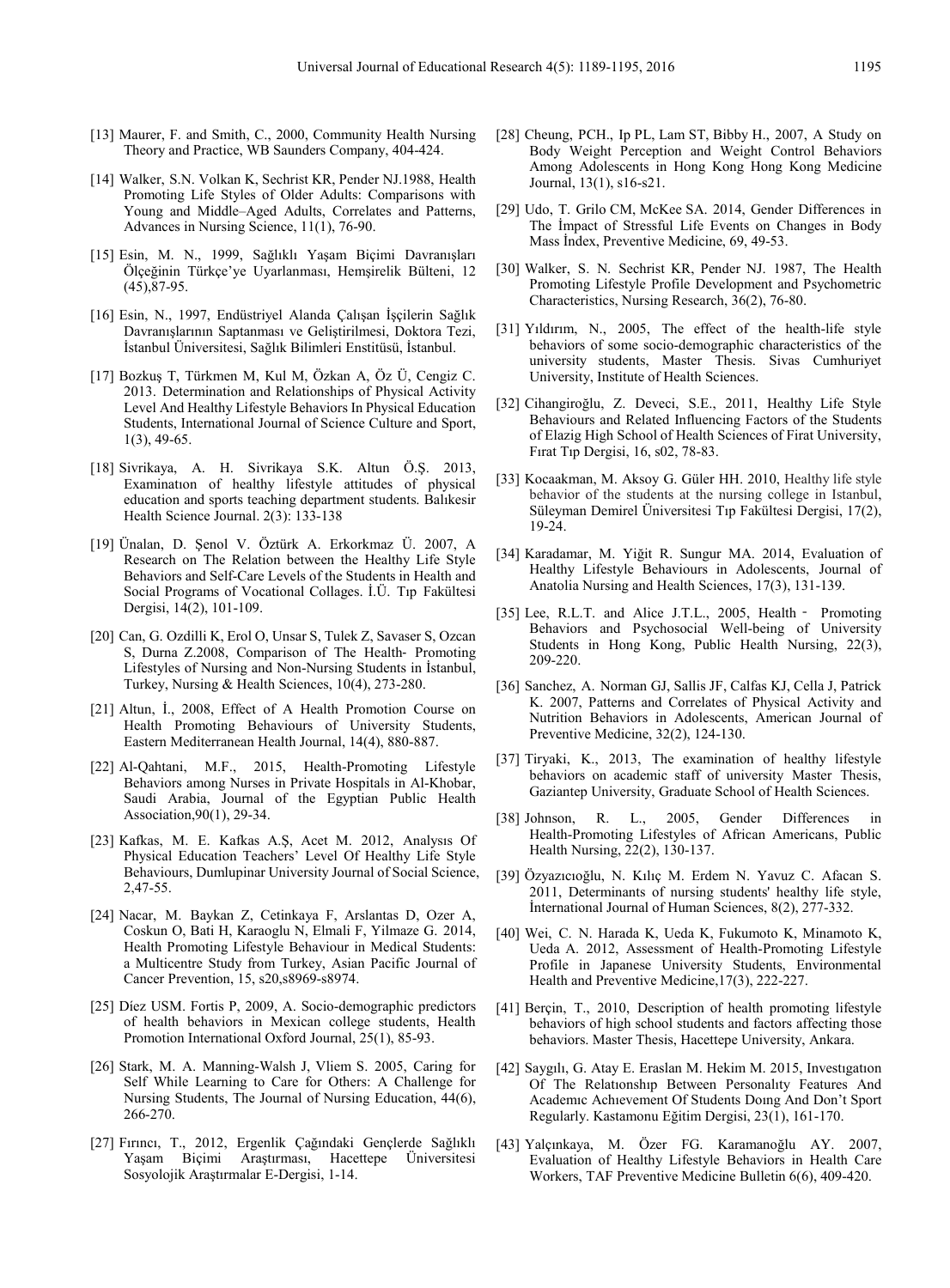[13] Maurer, F. and Smith, C., 2000, Community Health Nursing Theory and Practice, WB Saunders Company, 404-424.

[14] Walker, S.N. Volkan K, Sechrist KR, Pender NJ.1988, Health Promoting Life Styles of Older Adults: Comparisons with Young and Middle–Aged Adults, Correlates and Patterns, Advances in Nursing Science, 11(1), 76-90.

[15] Esin, M. N., 1999, Sağlıklı Yaşam Biçimi Davranışları Ölçeğinin Türkçe'ye Uyarlanması, Hemşirelik Bülteni, 12 (45),87-95.

[16] Esin, N., 1997, Endüstriyel Alanda Çalışan İşçilerin Sağlık Davranışlarının Saptanması ve Geliştirilmesi, Doktora Tezi, İstanbul Üniversitesi, Sağlık Bilimleri Enstitüsü, İstanbul.

[17] Bozkuş T, Türkmen M, Kul M, Özkan A, Öz Ü, Cengiz C. 2013. Determination and Relationships of Physical Activity Level And Healthy Lifestyle Behaviors In Physical Education Students, International Journal of Science Culture and Sport, 1(3), 49-65.

[18] Sivrikaya, A. H. Sivrikaya S.K. Altun Ö.Ş. 2013, Examinatıon of healthy lifestyle attitudes of physical education and sports teaching department students. Balıkesir Health Science Journal. 2(3): 133-138

[19] Ünalan, D. Şenol V. Öztürk A. Erkorkmaz Ü. 2007, A Research on The Relation between the Healthy Life Style Behaviors and Self-Care Levels of the Students in Health and Social Programs of Vocational Collages. İ.Ü. Tıp Fakültesi Dergisi, 14(2), 101-109.

[20] Can, G. Ozdilli K, Erol O, Unsar S, Tulek Z, Savaser S, Ozcan S, Durna Z.2008, Comparison of The Health- Promoting Lifestyles of Nursing and Non-Nursing Students in İstanbul, Turkey, Nursing & Health Sciences, 10(4), 273-280.

[21] Altun, İ., 2008, Effect of A Health Promotion Course on Health Promoting Behaviours of University Students, Eastern Mediterranean Health Journal, 14(4), 880-887.

[22] Al-Qahtani, M.F., 2015, Health-Promoting Lifestyle Behaviors among Nurses in Private Hospitals in Al-Khobar, Saudi Arabia, Journal of the Egyptian Public Health Association,90(1), 29-34.

[23] Kafkas, M. E. Kafkas A.Ş, Acet M. 2012, Analysıs Of Physical Education Teachers' Level Of Healthy Life Style Behaviours, Dumlupinar University Journal of Social Science, 2,47-55.

[24] Nacar, M. Baykan Z, Cetinkaya F, Arslantas D, Ozer A, Coskun O, Bati H, Karaoglu N, Elmali F, Yilmaze G. 2014, Health Promoting Lifestyle Behaviour in Medical Students: a Multicentre Study from Turkey, Asian Pacific Journal of Cancer Prevention, 15, s20,s8969-s8974.

[25] Díez USM. Fortis P, 2009, A. Socio-demographic predictors of health behaviors in Mexican college students, Health Promotion International Oxford Journal, 25(1), 85-93.

[26] Stark, M. A. Manning-Walsh J, Vliem S. 2005, Caring for Self While Learning to Care for Others: A Challenge for Nursing Students, The Journal of Nursing Education, 44(6), 266-270.

[27] Fırıncı, T., 2012, Ergenlik Çağındaki Gençlerde Sağlıklı Yaşam Biçimi Araştırması, Hacettepe Üniversitesi Sosyolojik Araştırmalar E-Dergisi, 1-14.

[28] Cheung, PCH., Ip PL, Lam ST, Bibby H., 2007, A Study on Body Weight Perception and Weight Control Behaviors Among Adolescents in Hong Kong Hong Kong Medicine Journal, 13(1), s16-s21.

[29] Udo, T. Grilo CM, McKee SA. 2014, Gender Differences in The İmpact of Stressful Life Events on Changes in Body Mass İndex, Preventive Medicine, 69, 49-53.

[30] Walker, S. N. Sechrist KR, Pender NJ. 1987, The Health Promoting Lifestyle Profile Development and Psychometric Characteristics, Nursing Research, 36(2), 76-80.

[31] Yıldırım, N., 2005, The effect of the health-life style behaviors of some socio-demographic characteristics of the university students, Master Thesis. Sivas Cumhuriyet University, Institute of Health Sciences.

[32] Cihangiroğlu, Z. Deveci, S.E., 2011, Healthy Life Style Behaviours and Related Influencing Factors of the Students of Elazig High School of Health Sciences of Firat University, Fırat Tıp Dergisi, 16, s02, 78-83.

[33] Kocaakman, M. Aksoy G. Güler HH. 2010, Healthy life style behavior of the students at the nursing college in Istanbul, Süleyman Demirel Üniversitesi Tıp Fakültesi Dergisi, 17(2), 19-24.

[34] Karadamar, M. Yiğit R. Sungur MA. 2014, Evaluation of Healthy Lifestyle Behaviours in Adolescents, Journal of Anatolia Nursing and Health Sciences, 17(3), 131-139.

[35] Lee, R.L.T. and Alice J.T.L., 2005, Health‐Promoting Behaviors and Psychosocial Well-being of University Students in Hong Kong, Public Health Nursing, 22(3), 209-220.

[36] Sanchez, A. Norman GJ, Sallis JF, Calfas KJ, Cella J, Patrick K. 2007, Patterns and Correlates of Physical Activity and Nutrition Behaviors in Adolescents, American Journal of Preventive Medicine, 32(2), 124-130.

[37] Tiryaki, K., 2013, The examination of healthy lifestyle behaviors on academic staff of university Master Thesis, Gaziantep University, Graduate School of Health Sciences.

[38] Johnson, R. L., 2005, Gender Differences in Health-Promoting Lifestyles of African Americans, Public Health Nursing, 22(2), 130-137.

[39] Özyazıcıoğlu, N. Kılıç M. Erdem N. Yavuz C. Afacan S. 2011, Determinants of nursing students' healthy life style, İnternational Journal of Human Sciences, 8(2), 277-332.

[40] Wei, C. N. Harada K, Ueda K, Fukumoto K, Minamoto K, Ueda A. 2012, Assessment of Health-Promoting Lifestyle Profile in Japanese University Students, Environmental Health and Preventive Medicine,17(3), 222-227.

[41] Berçin, T., 2010, Description of health promoting lifestyle behaviors of high school students and factors affecting those behaviors. Master Thesis, Hacettepe University, Ankara.

[42] Saygılı, G. Atay E. Eraslan M. Hekim M. 2015, Investıgatıon Of The Relatıonshıp Between Personalıty Features And Academıc Achıevement Of Students Doıng And Don't Sport Regularly. Kastamonu Eğitim Dergisi, 23(1), 161-170.

[43] Yalçınkaya, M. Özer FG. Karamanoğlu AY. 2007, Evaluation of Healthy Lifestyle Behaviors in Health Care Workers, TAF Preventive Medicine Bulletin 6(6), 409-420.